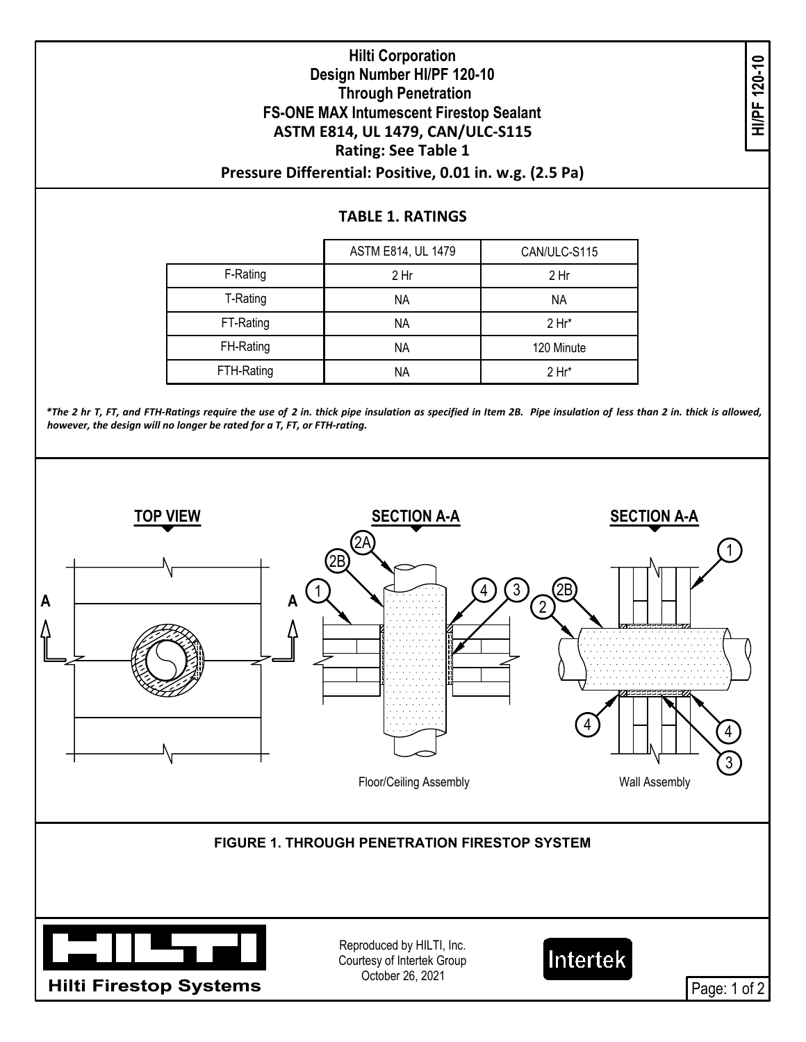# Hilti Corporation

## Design Number HI/PF 120-10

## Through Penetration

## FS-ONE MAX Intumescent Firestop Sealant

## ASTM E814, UL 1479, CAN/ULC-S115

**Rating: See Table 1**

**Pressure Differential: Positive, 0.01 in. w.g. (2.5 Pa)**

### TABLE 1. RATINGS

| | ASTM E814, UL 1479 | CAN/ULC-S115 |
|---|---|---|
| F-Rating | 2 Hr | 2 Hr |
| T-Rating | NA | NA |
| FT-Rating | NA | 2 Hr* |
| FH-Rating | NA | 120 Minute |
| FTH-Rating | NA | 2 Hr* |

*\*The 2 hr T, FT, and FTH-Ratings require the use of 2 in. thick pipe insulation as specified in Item 2B. Pipe insulation of less than 2 in. thick is allowed, however, the design will no longer be rated for a T, FT, or FTH-rating.*

TOP VIEW

SECTION A-A — Floor/Ceiling Assembly

SECTION A-A — Wall Assembly

**FIGURE 1. THROUGH PENETRATION FIRESTOP SYSTEM**

Hilti Firestop Systems

Reproduced by HILTI, Inc.
Courtesy of Intertek Group
October 26, 2021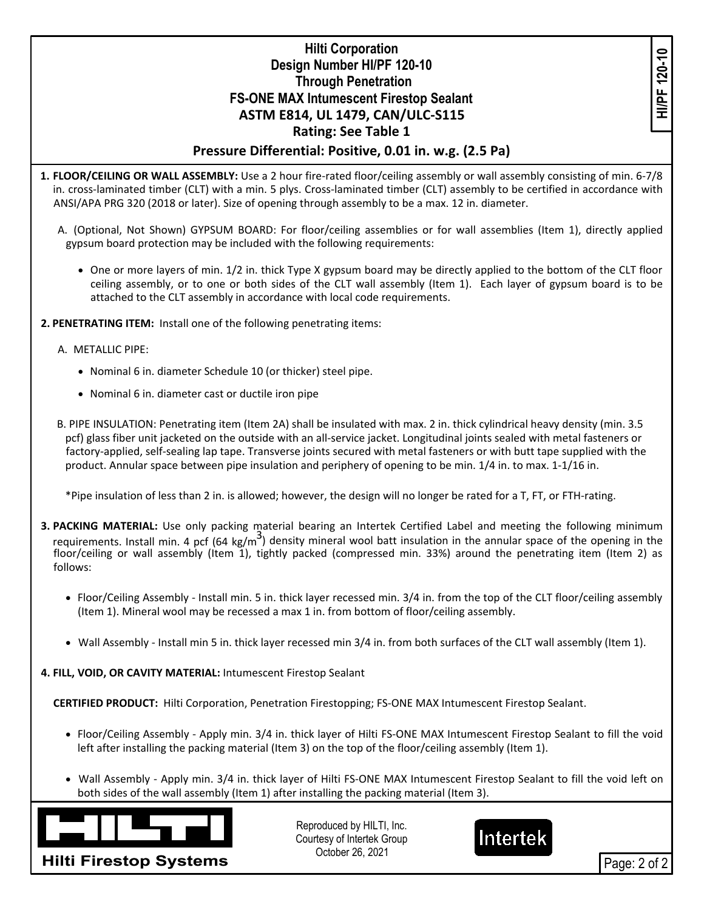**Hilti Corporation**
**Design Number HI/PF 120-10**
**Through Penetration**
**FS-ONE MAX Intumescent Firestop Sealant**
**ASTM E814, UL 1479, CAN/ULC-S115**
**Rating: See Table 1**
**Pressure Differential: Positive, 0.01 in. w.g. (2.5 Pa)**

**1. FLOOR/CEILING OR WALL ASSEMBLY:** Use a 2 hour fire-rated floor/ceiling assembly or wall assembly consisting of min. 6-7/8 in. cross-laminated timber (CLT) with a min. 5 plys. Cross-laminated timber (CLT) assembly to be certified in accordance with ANSI/APA PRG 320 (2018 or later). Size of opening through assembly to be a max. 12 in. diameter.

A. (Optional, Not Shown) GYPSUM BOARD: For floor/ceiling assemblies or for wall assemblies (Item 1), directly applied gypsum board protection may be included with the following requirements:

- One or more layers of min. 1/2 in. thick Type X gypsum board may be directly applied to the bottom of the CLT floor ceiling assembly, or to one or both sides of the CLT wall assembly (Item 1). Each layer of gypsum board is to be attached to the CLT assembly in accordance with local code requirements.

**2. PENETRATING ITEM:** Install one of the following penetrating items:

A. METALLIC PIPE:

- Nominal 6 in. diameter Schedule 10 (or thicker) steel pipe.
- Nominal 6 in. diameter cast or ductile iron pipe

B. PIPE INSULATION: Penetrating item (Item 2A) shall be insulated with max. 2 in. thick cylindrical heavy density (min. 3.5 pcf) glass fiber unit jacketed on the outside with an all-service jacket. Longitudinal joints sealed with metal fasteners or factory-applied, self-sealing lap tape. Transverse joints secured with metal fasteners or with butt tape supplied with the product. Annular space between pipe insulation and periphery of opening to be min. 1/4 in. to max. 1-1/16 in.

*Pipe insulation of less than 2 in. is allowed; however, the design will no longer be rated for a T, FT, or FTH-rating.

**3. PACKING MATERIAL:** Use only packing material bearing an Intertek Certified Label and meeting the following minimum requirements. Install min. 4 pcf (64 kg/m$^3$) density mineral wool batt insulation in the annular space of the opening in the floor/ceiling or wall assembly (Item 1), tightly packed (compressed min. 33%) around the penetrating item (Item 2) as follows:

- Floor/Ceiling Assembly - Install min. 5 in. thick layer recessed min. 3/4 in. from the top of the CLT floor/ceiling assembly (Item 1). Mineral wool may be recessed a max 1 in. from bottom of floor/ceiling assembly.
- Wall Assembly - Install min 5 in. thick layer recessed min 3/4 in. from both surfaces of the CLT wall assembly (Item 1).

**4. FILL, VOID, OR CAVITY MATERIAL:** Intumescent Firestop Sealant

**CERTIFIED PRODUCT:** Hilti Corporation, Penetration Firestopping; FS-ONE MAX Intumescent Firestop Sealant.

- Floor/Ceiling Assembly - Apply min. 3/4 in. thick layer of Hilti FS-ONE MAX Intumescent Firestop Sealant to fill the void left after installing the packing material (Item 3) on the top of the floor/ceiling assembly (Item 1).
- Wall Assembly - Apply min. 3/4 in. thick layer of Hilti FS-ONE MAX Intumescent Firestop Sealant to fill the void left on both sides of the wall assembly (Item 1) after installing the packing material (Item 3).

Hilti Firestop Systems

Reproduced by HILTI, Inc.
Courtesy of Intertek Group
October 26, 2021